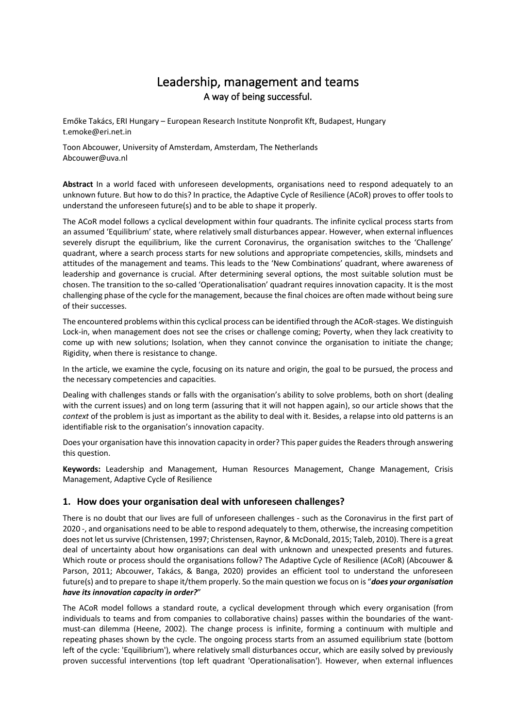# Leadership, management and teams

## A way of being successful.

Emőke Takács, ERI Hungary – European Research Institute Nonprofit Kft, Budapest, Hungary
t.emoke@eri.net.in

Toon Abcouwer, University of Amsterdam, Amsterdam, The Netherlands
Abcouwer@uva.nl

**Abstract** In a world faced with unforeseen developments, organisations need to respond adequately to an unknown future. But how to do this? In practice, the Adaptive Cycle of Resilience (ACoR) proves to offer tools to understand the unforeseen future(s) and to be able to shape it properly.

The ACoR model follows a cyclical development within four quadrants. The infinite cyclical process starts from an assumed 'Equilibrium' state, where relatively small disturbances appear. However, when external influences severely disrupt the equilibrium, like the current Coronavirus, the organisation switches to the 'Challenge' quadrant, where a search process starts for new solutions and appropriate competencies, skills, mindsets and attitudes of the management and teams. This leads to the 'New Combinations' quadrant, where awareness of leadership and governance is crucial. After determining several options, the most suitable solution must be chosen. The transition to the so-called 'Operationalisation' quadrant requires innovation capacity. It is the most challenging phase of the cycle for the management, because the final choices are often made without being sure of their successes.

The encountered problems within this cyclical process can be identified through the ACoR-stages. We distinguish Lock-in, when management does not see the crises or challenge coming; Poverty, when they lack creativity to come up with new solutions; Isolation, when they cannot convince the organisation to initiate the change; Rigidity, when there is resistance to change.

In the article, we examine the cycle, focusing on its nature and origin, the goal to be pursued, the process and the necessary competencies and capacities.

Dealing with challenges stands or falls with the organisation's ability to solve problems, both on short (dealing with the current issues) and on long term (assuring that it will not happen again), so our article shows that the *context* of the problem is just as important as the ability to deal with it. Besides, a relapse into old patterns is an identifiable risk to the organisation's innovation capacity.

Does your organisation have this innovation capacity in order? This paper guides the Readers through answering this question.

**Keywords:** Leadership and Management, Human Resources Management, Change Management, Crisis Management, Adaptive Cycle of Resilience

## 1. How does your organisation deal with unforeseen challenges?

There is no doubt that our lives are full of unforeseen challenges - such as the Coronavirus in the first part of 2020 -, and organisations need to be able to respond adequately to them, otherwise, the increasing competition does not let us survive (Christensen, 1997; Christensen, Raynor, & McDonald, 2015; Taleb, 2010). There is a great deal of uncertainty about how organisations can deal with unknown and unexpected presents and futures. Which route or process should the organisations follow? The Adaptive Cycle of Resilience (ACoR) (Abcouwer & Parson, 2011; Abcouwer, Takács, & Banga, 2020) provides an efficient tool to understand the unforeseen future(s) and to prepare to shape it/them properly. So the main question we focus on is "***does your organisation have its innovation capacity in order?***"

The ACoR model follows a standard route, a cyclical development through which every organisation (from individuals to teams and from companies to collaborative chains) passes within the boundaries of the want-must-can dilemma (Heene, 2002). The change process is infinite, forming a continuum with multiple and repeating phases shown by the cycle. The ongoing process starts from an assumed equilibrium state (bottom left of the cycle: 'Equilibrium'), where relatively small disturbances occur, which are easily solved by previously proven successful interventions (top left quadrant 'Operationalisation'). However, when external influences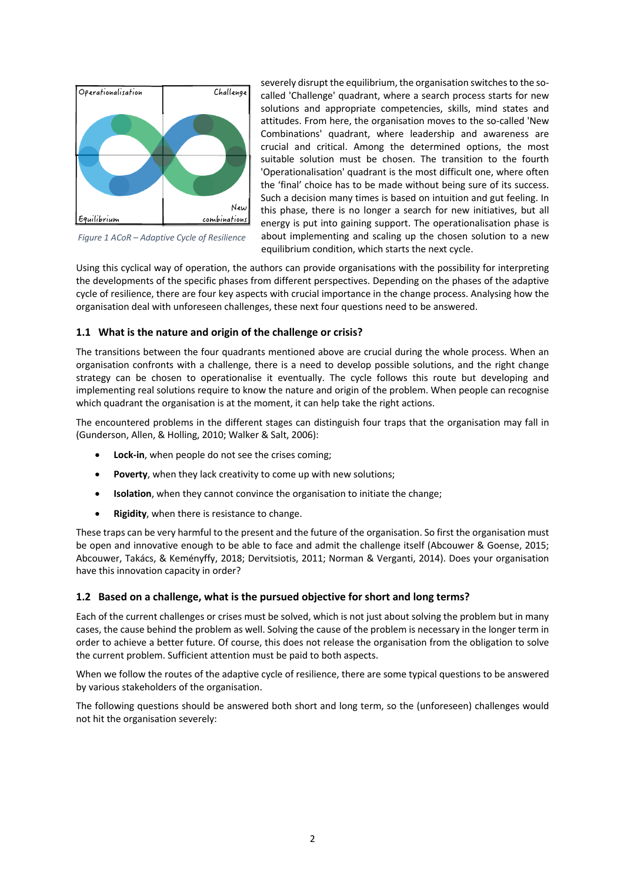severely disrupt the equilibrium, the organisation switches to the so-called 'Challenge' quadrant, where a search process starts for new solutions and appropriate competencies, skills, mind states and attitudes. From here, the organisation moves to the so-called 'New Combinations' quadrant, where leadership and awareness are crucial and critical. Among the determined options, the most suitable solution must be chosen. The transition to the fourth 'Operationalisation' quadrant is the most difficult one, where often the 'final' choice has to be made without being sure of its success. Such a decision many times is based on intuition and gut feeling. In this phase, there is no longer a search for new initiatives, but all energy is put into gaining support. The operationalisation phase is about implementing and scaling up the chosen solution to a new equilibrium condition, which starts the next cycle.

*Figure 1 ACoR – Adaptive Cycle of Resilience*

Using this cyclical way of operation, the authors can provide organisations with the possibility for interpreting the developments of the specific phases from different perspectives. Depending on the phases of the adaptive cycle of resilience, there are four key aspects with crucial importance in the change process. Analysing how the organisation deal with unforeseen challenges, these next four questions need to be answered.

### 1.1 What is the nature and origin of the challenge or crisis?

The transitions between the four quadrants mentioned above are crucial during the whole process. When an organisation confronts with a challenge, there is a need to develop possible solutions, and the right change strategy can be chosen to operationalise it eventually. The cycle follows this route but developing and implementing real solutions require to know the nature and origin of the problem. When people can recognise which quadrant the organisation is at the moment, it can help take the right actions.

The encountered problems in the different stages can distinguish four traps that the organisation may fall in (Gunderson, Allen, & Holling, 2010; Walker & Salt, 2006):

- **Lock-in**, when people do not see the crises coming;
- **Poverty**, when they lack creativity to come up with new solutions;
- **Isolation**, when they cannot convince the organisation to initiate the change;
- **Rigidity**, when there is resistance to change.

These traps can be very harmful to the present and the future of the organisation. So first the organisation must be open and innovative enough to be able to face and admit the challenge itself (Abcouwer & Goense, 2015; Abcouwer, Takács, & Keményffy, 2018; Dervitsiotis, 2011; Norman & Verganti, 2014). Does your organisation have this innovation capacity in order?

### 1.2 Based on a challenge, what is the pursued objective for short and long terms?

Each of the current challenges or crises must be solved, which is not just about solving the problem but in many cases, the cause behind the problem as well. Solving the cause of the problem is necessary in the longer term in order to achieve a better future. Of course, this does not release the organisation from the obligation to solve the current problem. Sufficient attention must be paid to both aspects.

When we follow the routes of the adaptive cycle of resilience, there are some typical questions to be answered by various stakeholders of the organisation.

The following questions should be answered both short and long term, so the (unforeseen) challenges would not hit the organisation severely: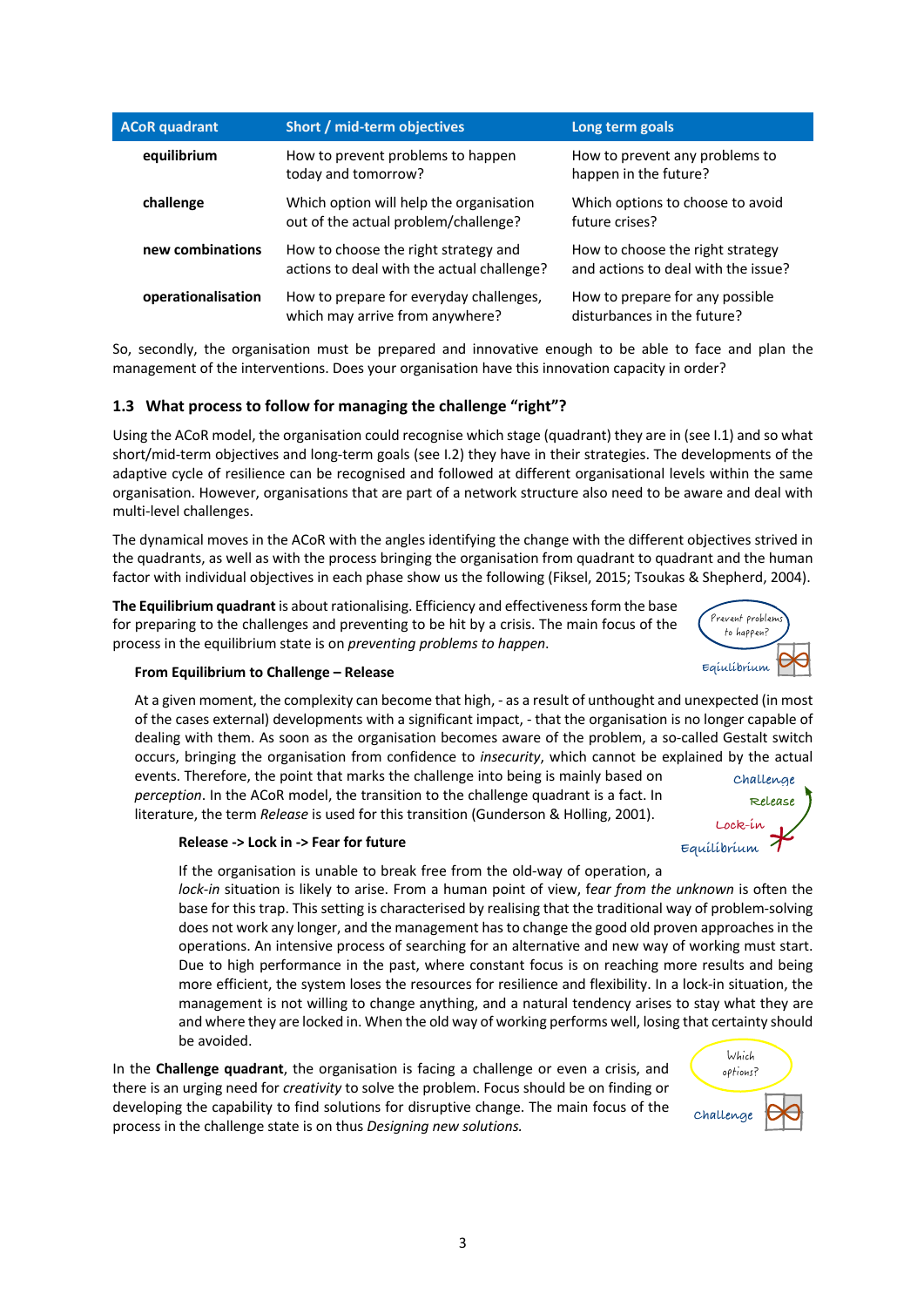| ACoR quadrant | Short / mid-term objectives | Long term goals |
|---|---|---|
| **equilibrium** | How to prevent problems to happen today and tomorrow? | How to prevent any problems to happen in the future? |
| **challenge** | Which option will help the organisation out of the actual problem/challenge? | Which options to choose to avoid future crises? |
| **new combinations** | How to choose the right strategy and actions to deal with the actual challenge? | How to choose the right strategy and actions to deal with the issue? |
| **operationalisation** | How to prepare for everyday challenges, which may arrive from anywhere? | How to prepare for any possible disturbances in the future? |

So, secondly, the organisation must be prepared and innovative enough to be able to face and plan the management of the interventions. Does your organisation have this innovation capacity in order?

## 1.3 What process to follow for managing the challenge "right"?

Using the ACoR model, the organisation could recognise which stage (quadrant) they are in (see I.1) and so what short/mid-term objectives and long-term goals (see I.2) they have in their strategies. The developments of the adaptive cycle of resilience can be recognised and followed at different organisational levels within the same organisation. However, organisations that are part of a network structure also need to be aware and deal with multi-level challenges.

The dynamical moves in the ACoR with the angles identifying the change with the different objectives strived in the quadrants, as well as with the process bringing the organisation from quadrant to quadrant and the human factor with individual objectives in each phase show us the following (Fiksel, 2015; Tsoukas & Shepherd, 2004).

**The Equilibrium quadrant** is about rationalising. Efficiency and effectiveness form the base for preparing to the challenges and preventing to be hit by a crisis. The main focus of the process in the equilibrium state is on *preventing problems to happen*.

Prevent problems to happen?

Equilibrium

**From Equilibrium to Challenge – Release**

At a given moment, the complexity can become that high, - as a result of unthought and unexpected (in most of the cases external) developments with a significant impact, - that the organisation is no longer capable of dealing with them. As soon as the organisation becomes aware of the problem, a so-called Gestalt switch occurs, bringing the organisation from confidence to *insecurity*, which cannot be explained by the actual events. Therefore, the point that marks the challenge into being is mainly based on *perception*. In the ACoR model, the transition to the challenge quadrant is a fact. In literature, the term *Release* is used for this transition (Gunderson & Holling, 2001).

Challenge

Release

Lock-in

Equilibrium

**Release -> Lock in -> Fear for future**

If the organisation is unable to break free from the old-way of operation, a *lock-in* situation is likely to arise. From a human point of view, f*ear from the unknown* is often the base for this trap. This setting is characterised by realising that the traditional way of problem-solving does not work any longer, and the management has to change the good old proven approaches in the operations. An intensive process of searching for an alternative and new way of working must start. Due to high performance in the past, where constant focus is on reaching more results and being more efficient, the system loses the resources for resilience and flexibility. In a lock-in situation, the management is not willing to change anything, and a natural tendency arises to stay what they are and where they are locked in. When the old way of working performs well, losing that certainty should be avoided.

In the **Challenge quadrant**, the organisation is facing a challenge or even a crisis, and there is an urging need for *creativity* to solve the problem. Focus should be on finding or developing the capability to find solutions for disruptive change. The main focus of the process in the challenge state is on thus *Designing new solutions.*

Which options?

Challenge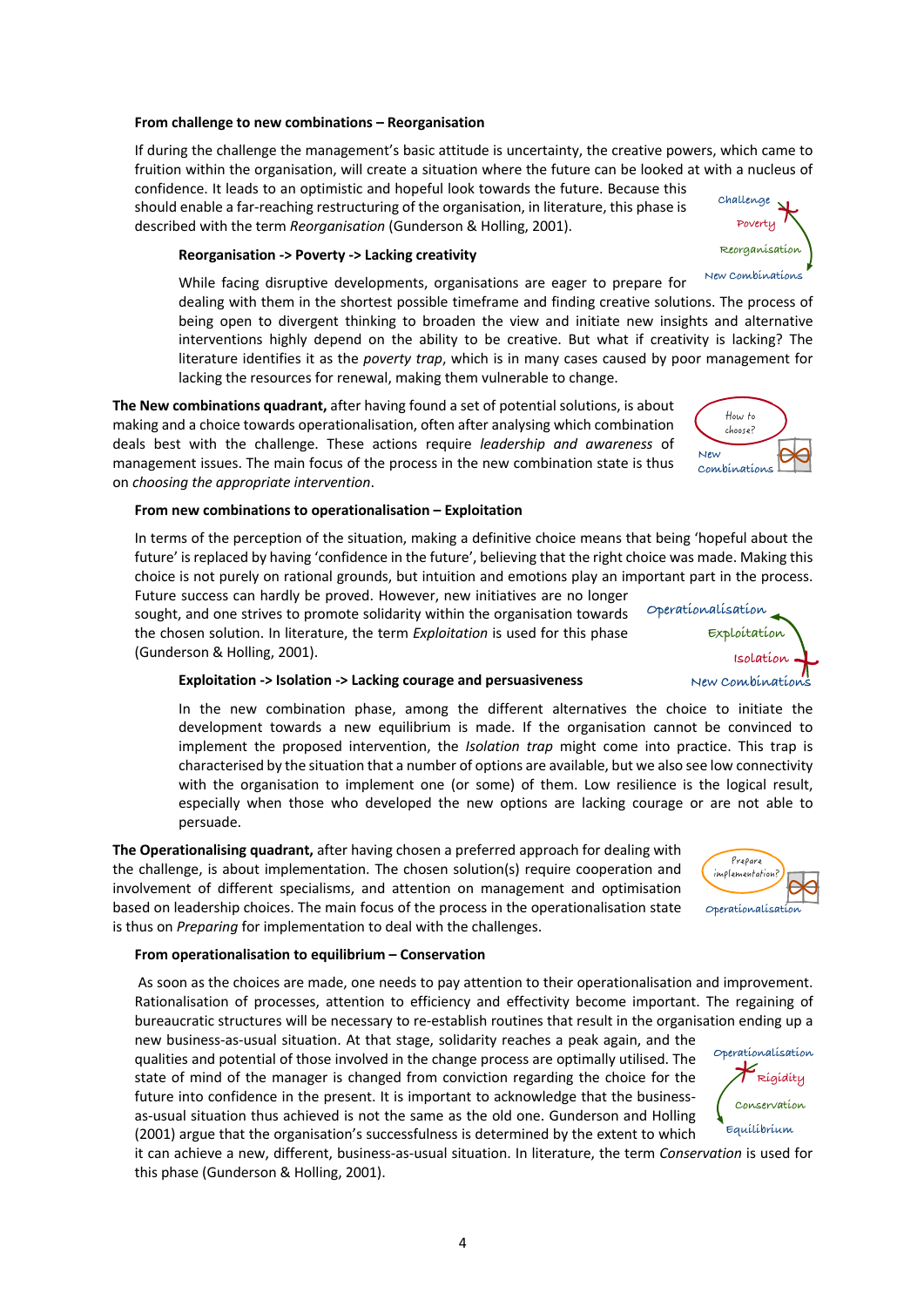**From challenge to new combinations – Reorganisation**

If during the challenge the management's basic attitude is uncertainty, the creative powers, which came to fruition within the organisation, will create a situation where the future can be looked at with a nucleus of confidence. It leads to an optimistic and hopeful look towards the future. Because this should enable a far-reaching restructuring of the organisation, in literature, this phase is described with the term *Reorganisation* (Gunderson & Holling, 2001).

**Reorganisation -> Poverty -> Lacking creativity**

While facing disruptive developments, organisations are eager to prepare for dealing with them in the shortest possible timeframe and finding creative solutions. The process of being open to divergent thinking to broaden the view and initiate new insights and alternative interventions highly depend on the ability to be creative. But what if creativity is lacking? The literature identifies it as the *poverty trap*, which is in many cases caused by poor management for lacking the resources for renewal, making them vulnerable to change.

**The New combinations quadrant,** after having found a set of potential solutions, is about making and a choice towards operationalisation, often after analysing which combination deals best with the challenge. These actions require *leadership and awareness* of management issues. The main focus of the process in the new combination state is thus on *choosing the appropriate intervention*.

**From new combinations to operationalisation – Exploitation**

In terms of the perception of the situation, making a definitive choice means that being 'hopeful about the future' is replaced by having 'confidence in the future', believing that the right choice was made. Making this choice is not purely on rational grounds, but intuition and emotions play an important part in the process. Future success can hardly be proved. However, new initiatives are no longer sought, and one strives to promote solidarity within the organisation towards the chosen solution. In literature, the term *Exploitation* is used for this phase (Gunderson & Holling, 2001).

**Exploitation -> Isolation -> Lacking courage and persuasiveness**

In the new combination phase, among the different alternatives the choice to initiate the development towards a new equilibrium is made. If the organisation cannot be convinced to implement the proposed intervention, the *Isolation trap* might come into practice. This trap is characterised by the situation that a number of options are available, but we also see low connectivity with the organisation to implement one (or some) of them. Low resilience is the logical result, especially when those who developed the new options are lacking courage or are not able to persuade.

**The Operationalising quadrant,** after having chosen a preferred approach for dealing with the challenge, is about implementation. The chosen solution(s) require cooperation and involvement of different specialisms, and attention on management and optimisation based on leadership choices. The main focus of the process in the operationalisation state is thus on *Preparing* for implementation to deal with the challenges.

**From operationalisation to equilibrium – Conservation**

As soon as the choices are made, one needs to pay attention to their operationalisation and improvement. Rationalisation of processes, attention to efficiency and effectivity become important. The regaining of bureaucratic structures will be necessary to re-establish routines that result in the organisation ending up a new business-as-usual situation. At that stage, solidarity reaches a peak again, and the qualities and potential of those involved in the change process are optimally utilised. The state of mind of the manager is changed from conviction regarding the choice for the future into confidence in the present. It is important to acknowledge that the business-as-usual situation thus achieved is not the same as the old one. Gunderson and Holling (2001) argue that the organisation's successfulness is determined by the extent to which it can achieve a new, different, business-as-usual situation. In literature, the term *Conservation* is used for this phase (Gunderson & Holling, 2001).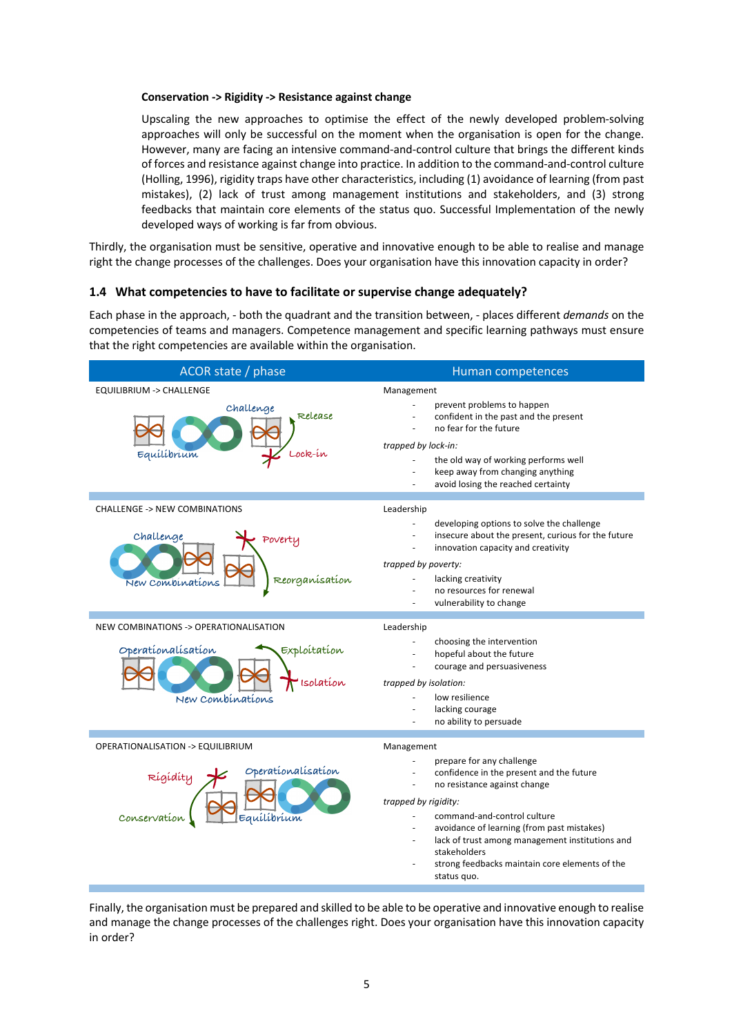**Conservation -> Rigidity -> Resistance against change**

Upscaling the new approaches to optimise the effect of the newly developed problem-solving approaches will only be successful on the moment when the organisation is open for the change. However, many are facing an intensive command-and-control culture that brings the different kinds of forces and resistance against change into practice. In addition to the command-and-control culture (Holling, 1996), rigidity traps have other characteristics, including (1) avoidance of learning (from past mistakes), (2) lack of trust among management institutions and stakeholders, and (3) strong feedbacks that maintain core elements of the status quo. Successful Implementation of the newly developed ways of working is far from obvious.

Thirdly, the organisation must be sensitive, operative and innovative enough to be able to realise and manage right the change processes of the challenges. Does your organisation have this innovation capacity in order?

## 1.4 What competencies to have to facilitate or supervise change adequately?

Each phase in the approach, - both the quadrant and the transition between, - places different *demands* on the competencies of teams and managers. Competence management and specific learning pathways must ensure that the right competencies are available within the organisation.

| ACOR state / phase | Human competences |
|---|---|
| EQUILIBRIUM -> CHALLENGE<br>Challenge, Release, Equilibrium, Lock-in | Management<br>- prevent problems to happen<br>- confident in the past and the present<br>- no fear for the future<br>*trapped by lock-in:*<br>- the old way of working performs well<br>- keep away from changing anything<br>- avoid losing the reached certainty |
| CHALLENGE -> NEW COMBINATIONS<br>Challenge, Poverty, New Combinations, Reorganisation | Leadership<br>- developing options to solve the challenge<br>- insecure about the present, curious for the future<br>- innovation capacity and creativity<br>*trapped by poverty:*<br>- lacking creativity<br>- no resources for renewal<br>- vulnerability to change |
| NEW COMBINATIONS -> OPERATIONALISATION<br>Operationalisation, Exploitation, Isolation, New Combinations | Leadership<br>- choosing the intervention<br>- hopeful about the future<br>- courage and persuasiveness<br>*trapped by isolation:*<br>- low resilience<br>- lacking courage<br>- no ability to persuade |
| OPERATIONALISATION -> EQUILIBRIUM<br>Rigidity, Operationalisation, Conservation, Equilibrium | Management<br>- prepare for any challenge<br>- confidence in the present and the future<br>- no resistance against change<br>*trapped by rigidity:*<br>- command-and-control culture<br>- avoidance of learning (from past mistakes)<br>- lack of trust among management institutions and stakeholders<br>- strong feedbacks maintain core elements of the status quo. |

Finally, the organisation must be prepared and skilled to be able to be operative and innovative enough to realise and manage the change processes of the challenges right. Does your organisation have this innovation capacity in order?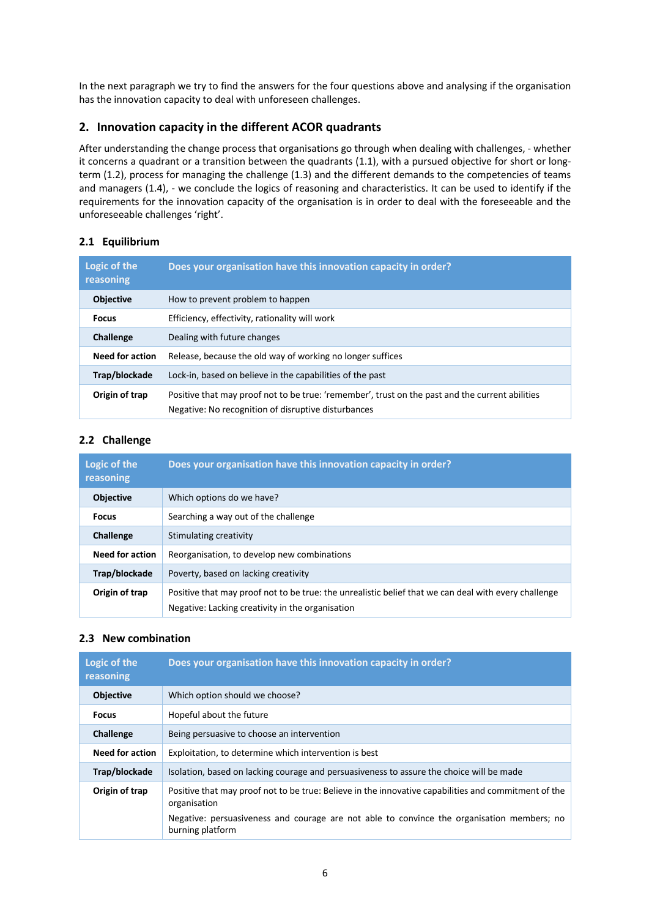In the next paragraph we try to find the answers for the four questions above and analysing if the organisation has the innovation capacity to deal with unforeseen challenges.

## 2. Innovation capacity in the different ACOR quadrants

After understanding the change process that organisations go through when dealing with challenges, - whether it concerns a quadrant or a transition between the quadrants (1.1), with a pursued objective for short or long-term (1.2), process for managing the challenge (1.3) and the different demands to the competencies of teams and managers (1.4), - we conclude the logics of reasoning and characteristics. It can be used to identify if the requirements for the innovation capacity of the organisation is in order to deal with the foreseeable and the unforeseeable challenges 'right'.

### 2.1 Equilibrium

| Logic of the reasoning | Does your organisation have this innovation capacity in order? |
|---|---|
| **Objective** | How to prevent problem to happen |
| **Focus** | Efficiency, effectivity, rationality will work |
| **Challenge** | Dealing with future changes |
| **Need for action** | Release, because the old way of working no longer suffices |
| **Trap/blockade** | Lock-in, based on believe in the capabilities of the past |
| **Origin of trap** | Positive that may proof not to be true: 'remember', trust on the past and the current abilities<br>Negative: No recognition of disruptive disturbances |

### 2.2 Challenge

| Logic of the reasoning | Does your organisation have this innovation capacity in order? |
|---|---|
| **Objective** | Which options do we have? |
| **Focus** | Searching a way out of the challenge |
| **Challenge** | Stimulating creativity |
| **Need for action** | Reorganisation, to develop new combinations |
| **Trap/blockade** | Poverty, based on lacking creativity |
| **Origin of trap** | Positive that may proof not to be true: the unrealistic belief that we can deal with every challenge<br>Negative: Lacking creativity in the organisation |

### 2.3 New combination

| Logic of the reasoning | Does your organisation have this innovation capacity in order? |
|---|---|
| **Objective** | Which option should we choose? |
| **Focus** | Hopeful about the future |
| **Challenge** | Being persuasive to choose an intervention |
| **Need for action** | Exploitation, to determine which intervention is best |
| **Trap/blockade** | Isolation, based on lacking courage and persuasiveness to assure the choice will be made |
| **Origin of trap** | Positive that may proof not to be true: Believe in the innovative capabilities and commitment of the organisation<br>Negative: persuasiveness and courage are not able to convince the organisation members; no burning platform |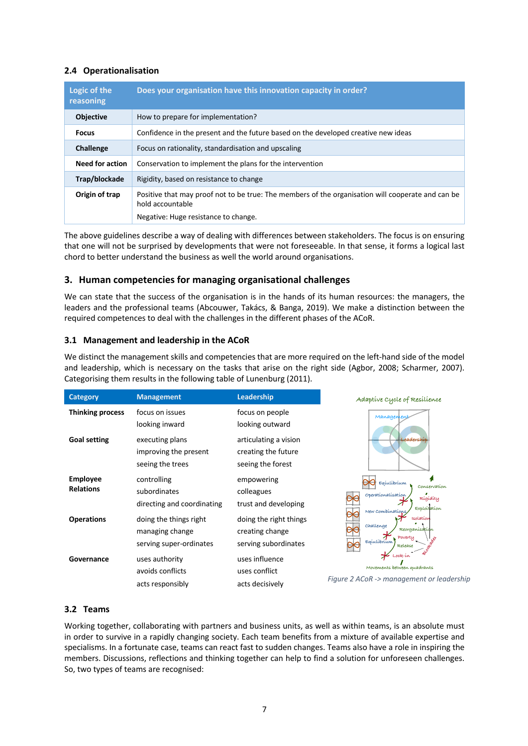### 2.4 Operationalisation

| Logic of the reasoning | Does your organisation have this innovation capacity in order? |
|---|---|
| **Objective** | How to prepare for implementation? |
| **Focus** | Confidence in the present and the future based on the developed creative new ideas |
| **Challenge** | Focus on rationality, standardisation and upscaling |
| **Need for action** | Conservation to implement the plans for the intervention |
| **Trap/blockade** | Rigidity, based on resistance to change |
| **Origin of trap** | Positive that may proof not to be true: The members of the organisation will cooperate and can be hold accountable<br>Negative: Huge resistance to change. |

The above guidelines describe a way of dealing with differences between stakeholders. The focus is on ensuring that one will not be surprised by developments that were not foreseeable. In that sense, it forms a logical last chord to better understand the business as well the world around organisations.

## 3. Human competencies for managing organisational challenges

We can state that the success of the organisation is in the hands of its human resources: the managers, the leaders and the professional teams (Abcouwer, Takács, & Banga, 2019). We make a distinction between the required competences to deal with the challenges in the different phases of the ACoR.

### 3.1 Management and leadership in the ACoR

We distinct the management skills and competencies that are more required on the left-hand side of the model and leadership, which is necessary on the tasks that arise on the right side (Agbor, 2008; Scharmer, 2007). Categorising them results in the following table of Lunenburg (2011).

| Category | Management | Leadership |
|---|---|---|
| **Thinking process** | focus on issues<br>looking inward | focus on people<br>looking outward |
| **Goal setting** | executing plans<br>improving the present<br>seeing the trees | articulating a vision<br>creating the future<br>seeing the forest |
| **Employee Relations** | controlling<br>subordinates<br>directing and coordinating | empowering<br>colleagues<br>trust and developing |
| **Operations** | doing the things right<br>managing change<br>serving super-ordinates | doing the right things<br>creating change<br>serving subordinates |
| **Governance** | uses authority<br>avoids conflicts<br>acts responsibly | uses influence<br>uses conflict<br>acts decisively |

*Figure 2 ACoR -> management or leadership*

### 3.2 Teams

Working together, collaborating with partners and business units, as well as within teams, is an absolute must in order to survive in a rapidly changing society. Each team benefits from a mixture of available expertise and specialisms. In a fortunate case, teams can react fast to sudden changes. Teams also have a role in inspiring the members. Discussions, reflections and thinking together can help to find a solution for unforeseen challenges. So, two types of teams are recognised: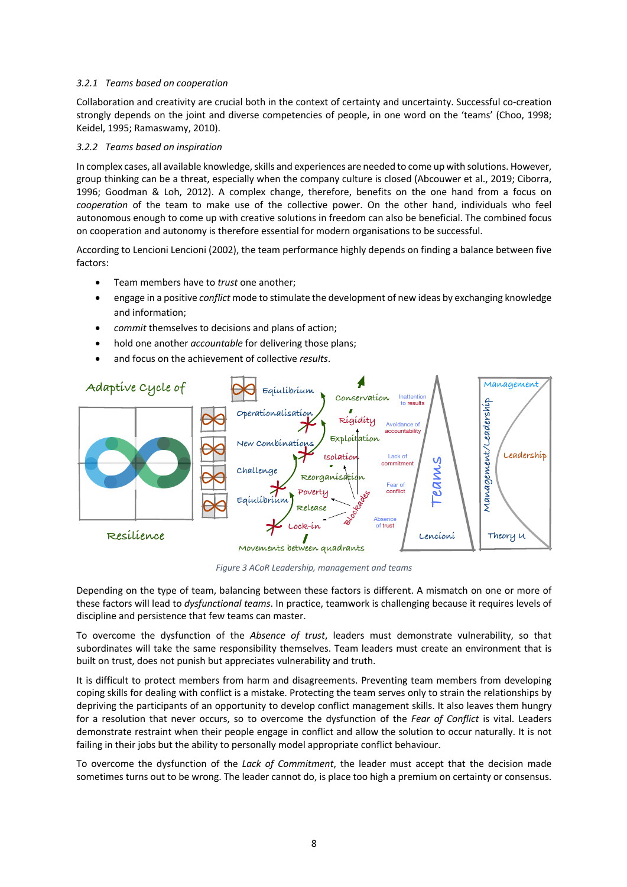*3.2.1 Teams based on cooperation*

Collaboration and creativity are crucial both in the context of certainty and uncertainty. Successful co-creation strongly depends on the joint and diverse competencies of people, in one word on the 'teams' (Choo, 1998; Keidel, 1995; Ramaswamy, 2010).

*3.2.2 Teams based on inspiration*

In complex cases, all available knowledge, skills and experiences are needed to come up with solutions. However, group thinking can be a threat, especially when the company culture is closed (Abcouwer et al., 2019; Ciborra, 1996; Goodman & Loh, 2012). A complex change, therefore, benefits on the one hand from a focus on *cooperation* of the team to make use of the collective power. On the other hand, individuals who feel autonomous enough to come up with creative solutions in freedom can also be beneficial. The combined focus on cooperation and autonomy is therefore essential for modern organisations to be successful.

According to Lencioni Lencioni (2002), the team performance highly depends on finding a balance between five factors:

- Team members have to *trust* one another;
- engage in a positive *conflict* mode to stimulate the development of new ideas by exchanging knowledge and information;
- *commit* themselves to decisions and plans of action;
- hold one another *accountable* for delivering those plans;
- and focus on the achievement of collective *results*.

*Figure 3 ACoR Leadership, management and teams*

Depending on the type of team, balancing between these factors is different. A mismatch on one or more of these factors will lead to *dysfunctional teams*. In practice, teamwork is challenging because it requires levels of discipline and persistence that few teams can master.

To overcome the dysfunction of the *Absence of trust*, leaders must demonstrate vulnerability, so that subordinates will take the same responsibility themselves. Team leaders must create an environment that is built on trust, does not punish but appreciates vulnerability and truth.

It is difficult to protect members from harm and disagreements. Preventing team members from developing coping skills for dealing with conflict is a mistake. Protecting the team serves only to strain the relationships by depriving the participants of an opportunity to develop conflict management skills. It also leaves them hungry for a resolution that never occurs, so to overcome the dysfunction of the *Fear of Conflict* is vital. Leaders demonstrate restraint when their people engage in conflict and allow the solution to occur naturally. It is not failing in their jobs but the ability to personally model appropriate conflict behaviour.

To overcome the dysfunction of the *Lack of Commitment*, the leader must accept that the decision made sometimes turns out to be wrong. The leader cannot do, is place too high a premium on certainty or consensus.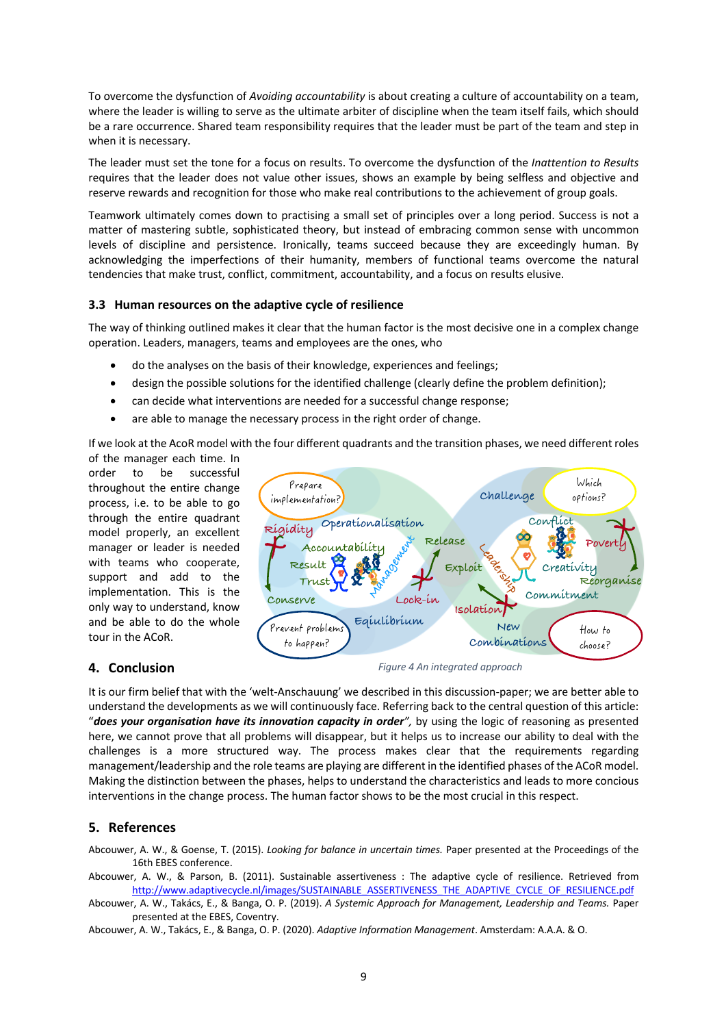To overcome the dysfunction of *Avoiding accountability* is about creating a culture of accountability on a team, where the leader is willing to serve as the ultimate arbiter of discipline when the team itself fails, which should be a rare occurrence. Shared team responsibility requires that the leader must be part of the team and step in when it is necessary.

The leader must set the tone for a focus on results. To overcome the dysfunction of the *Inattention to Results* requires that the leader does not value other issues, shows an example by being selfless and objective and reserve rewards and recognition for those who make real contributions to the achievement of group goals.

Teamwork ultimately comes down to practising a small set of principles over a long period. Success is not a matter of mastering subtle, sophisticated theory, but instead of embracing common sense with uncommon levels of discipline and persistence. Ironically, teams succeed because they are exceedingly human. By acknowledging the imperfections of their humanity, members of functional teams overcome the natural tendencies that make trust, conflict, commitment, accountability, and a focus on results elusive.

### 3.3 Human resources on the adaptive cycle of resilience

The way of thinking outlined makes it clear that the human factor is the most decisive one in a complex change operation. Leaders, managers, teams and employees are the ones, who

- do the analyses on the basis of their knowledge, experiences and feelings;
- design the possible solutions for the identified challenge (clearly define the problem definition);
- can decide what interventions are needed for a successful change response;
- are able to manage the necessary process in the right order of change.

If we look at the AcoR model with the four different quadrants and the transition phases, we need different roles of the manager each time. In order to be successful throughout the entire change process, i.e. to be able to go through the entire quadrant model properly, an excellent manager or leader is needed with teams who cooperate, support and add to the implementation. This is the only way to understand, know and be able to do the whole tour in the ACoR.

*Figure 4 An integrated approach*

## 4. Conclusion

It is our firm belief that with the 'welt-Anschauung' we described in this discussion-paper; we are better able to understand the developments as we will continuously face. Referring back to the central question of this article: "***does your organisation have its innovation capacity in order***", by using the logic of reasoning as presented here, we cannot prove that all problems will disappear, but it helps us to increase our ability to deal with the challenges is a more structured way. The process makes clear that the requirements regarding management/leadership and the role teams are playing are different in the identified phases of the ACoR model. Making the distinction between the phases, helps to understand the characteristics and leads to more concious interventions in the change process. The human factor shows to be the most crucial in this respect.

## 5. References

Abcouwer, A. W., & Goense, T. (2015). *Looking for balance in uncertain times.* Paper presented at the Proceedings of the 16th EBES conference.

Abcouwer, A. W., & Parson, B. (2011). Sustainable assertiveness : The adaptive cycle of resilience. Retrieved from http://www.adaptivecycle.nl/images/SUSTAINABLE_ASSERTIVENESS_THE_ADAPTIVE_CYCLE_OF_RESILIENCE.pdf

Abcouwer, A. W., Takács, E., & Banga, O. P. (2019). *A Systemic Approach for Management, Leadership and Teams.* Paper presented at the EBES, Coventry.

Abcouwer, A. W., Takács, E., & Banga, O. P. (2020). *Adaptive Information Management*. Amsterdam: A.A.A. & O.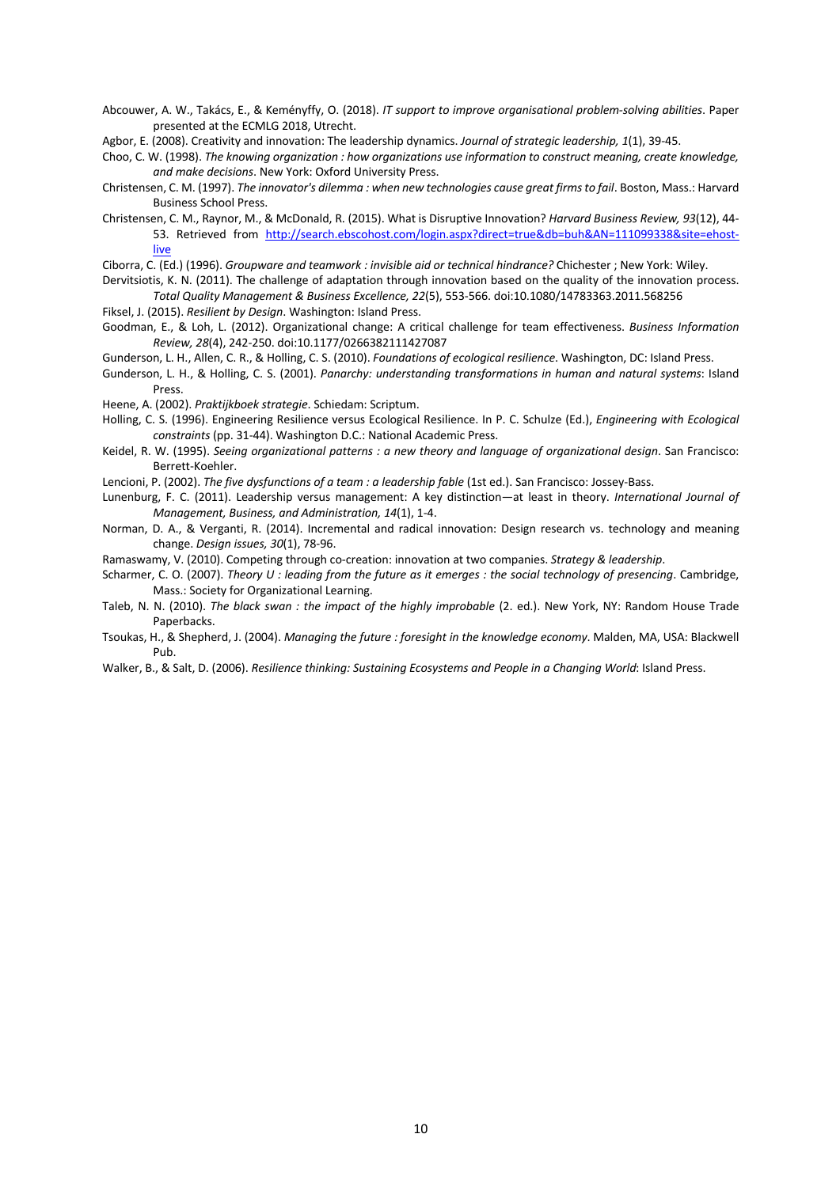Abcouwer, A. W., Takács, E., & Keményffy, O. (2018). *IT support to improve organisational problem-solving abilities*. Paper presented at the ECMLG 2018, Utrecht.

Agbor, E. (2008). Creativity and innovation: The leadership dynamics. *Journal of strategic leadership, 1*(1), 39-45.

Choo, C. W. (1998). *The knowing organization : how organizations use information to construct meaning, create knowledge, and make decisions*. New York: Oxford University Press.

Christensen, C. M. (1997). *The innovator's dilemma : when new technologies cause great firms to fail*. Boston, Mass.: Harvard Business School Press.

Christensen, C. M., Raynor, M., & McDonald, R. (2015). What is Disruptive Innovation? *Harvard Business Review, 93*(12), 44-53. Retrieved from http://search.ebscohost.com/login.aspx?direct=true&db=buh&AN=111099338&site=ehost-live

Ciborra, C. (Ed.) (1996). *Groupware and teamwork : invisible aid or technical hindrance?* Chichester ; New York: Wiley.

Dervitsiotis, K. N. (2011). The challenge of adaptation through innovation based on the quality of the innovation process. *Total Quality Management & Business Excellence, 22*(5), 553-566. doi:10.1080/14783363.2011.568256

Fiksel, J. (2015). *Resilient by Design*. Washington: Island Press.

Goodman, E., & Loh, L. (2012). Organizational change: A critical challenge for team effectiveness. *Business Information Review, 28*(4), 242-250. doi:10.1177/0266382111427087

Gunderson, L. H., Allen, C. R., & Holling, C. S. (2010). *Foundations of ecological resilience*. Washington, DC: Island Press.

Gunderson, L. H., & Holling, C. S. (2001). *Panarchy: understanding transformations in human and natural systems*: Island Press.

Heene, A. (2002). *Praktijkboek strategie*. Schiedam: Scriptum.

Holling, C. S. (1996). Engineering Resilience versus Ecological Resilience. In P. C. Schulze (Ed.), *Engineering with Ecological constraints* (pp. 31-44). Washington D.C.: National Academic Press.

Keidel, R. W. (1995). *Seeing organizational patterns : a new theory and language of organizational design*. San Francisco: Berrett-Koehler.

Lencioni, P. (2002). *The five dysfunctions of a team : a leadership fable* (1st ed.). San Francisco: Jossey-Bass.

Lunenburg, F. C. (2011). Leadership versus management: A key distinction—at least in theory. *International Journal of Management, Business, and Administration, 14*(1), 1-4.

Norman, D. A., & Verganti, R. (2014). Incremental and radical innovation: Design research vs. technology and meaning change. *Design issues, 30*(1), 78-96.

Ramaswamy, V. (2010). Competing through co-creation: innovation at two companies. *Strategy & leadership*.

Scharmer, C. O. (2007). *Theory U : leading from the future as it emerges : the social technology of presencing*. Cambridge, Mass.: Society for Organizational Learning.

Taleb, N. N. (2010). *The black swan : the impact of the highly improbable* (2. ed.). New York, NY: Random House Trade Paperbacks.

Tsoukas, H., & Shepherd, J. (2004). *Managing the future : foresight in the knowledge economy*. Malden, MA, USA: Blackwell Pub.

Walker, B., & Salt, D. (2006). *Resilience thinking: Sustaining Ecosystems and People in a Changing World*: Island Press.